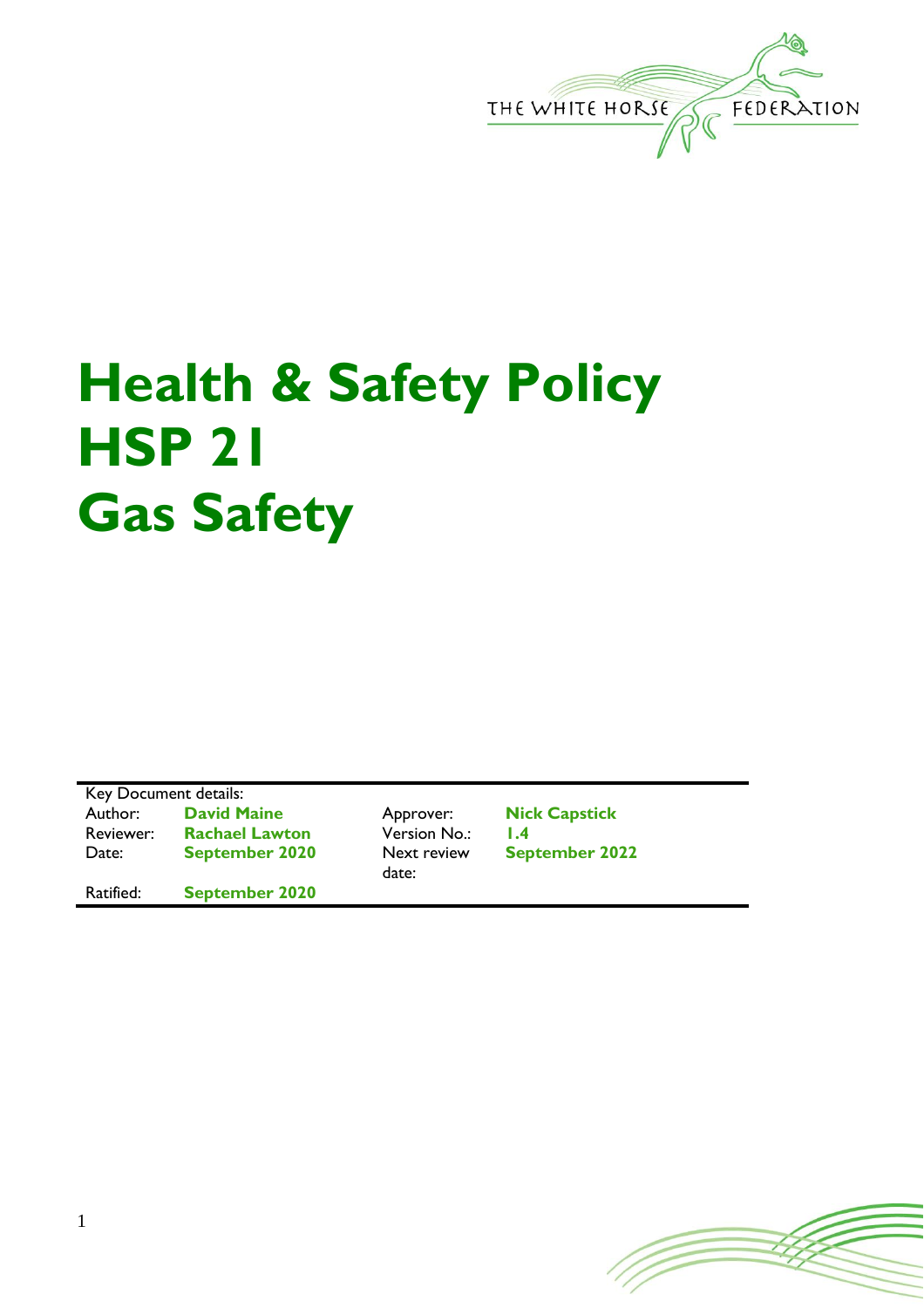THE WHITE HORSE FEDERATION

# Health & Safety Policy HSP 21 Gas Safety

Key Document details:

| Author: | **David Maine** | Approver: | **Nick Capstick** |
|---|---|---|---|
| Reviewer: | **Rachael Lawton** | Version No.: | **1.4** |
| Date: | **September 2020** | Next review date: | **September 2022** |
| Ratified: | **September 2020** | | |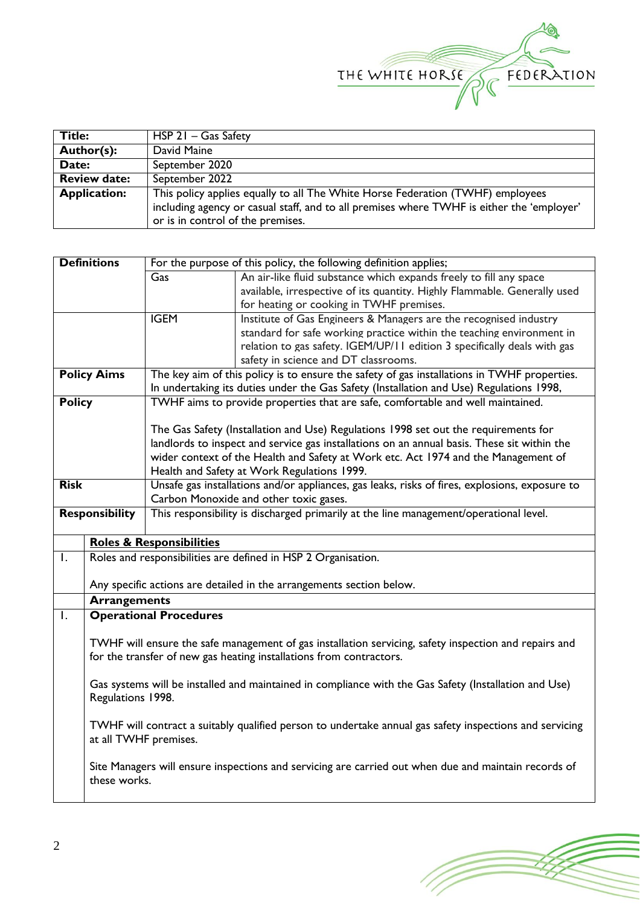| Title: | HSP 21 – Gas Safety |
| --- | --- |
| **Author(s):** | David Maine |
| **Date:** | September 2020 |
| **Review date:** | September 2022 |
| **Application:** | This policy applies equally to all The White Horse Federation (TWHF) employees including agency or casual staff, and to all premises where TWHF is either the 'employer' or is in control of the premises. |

| **Definitions** | For the purpose of this policy, the following definition applies; | |
| --- | --- | --- |
| | Gas | An air-like fluid substance which expands freely to fill any space available, irrespective of its quantity. Highly Flammable. Generally used for heating or cooking in TWHF premises. |
| | IGEM | Institute of Gas Engineers & Managers are the recognised industry standard for safe working practice within the teaching environment in relation to gas safety. IGEM/UP/11 edition 3 specifically deals with gas safety in science and DT classrooms. |
| **Policy Aims** | The key aim of this policy is to ensure the safety of gas installations in TWHF properties. In undertaking its duties under the Gas Safety (Installation and Use) Regulations 1998, | |
| **Policy** | TWHF aims to provide properties that are safe, comfortable and well maintained.<br><br>The Gas Safety (Installation and Use) Regulations 1998 set out the requirements for landlords to inspect and service gas installations on an annual basis. These sit within the wider context of the Health and Safety at Work etc. Act 1974 and the Management of Health and Safety at Work Regulations 1999. | |
| **Risk** | Unsafe gas installations and/or appliances, gas leaks, risks of fires, explosions, exposure to Carbon Monoxide and other toxic gases. | |
| **Responsibility** | This responsibility is discharged primarily at the line management/operational level. | |

## Roles & Responsibilities

1. Roles and responsibilities are defined in HSP 2 Organisation.

   Any specific actions are detailed in the arrangements section below.

## Arrangements

### 1. Operational Procedures

TWHF will ensure the safe management of gas installation servicing, safety inspection and repairs and for the transfer of new gas heating installations from contractors.

Gas systems will be installed and maintained in compliance with the Gas Safety (Installation and Use) Regulations 1998.

TWHF will contract a suitably qualified person to undertake annual gas safety inspections and servicing at all TWHF premises.

Site Managers will ensure inspections and servicing are carried out when due and maintain records of these works.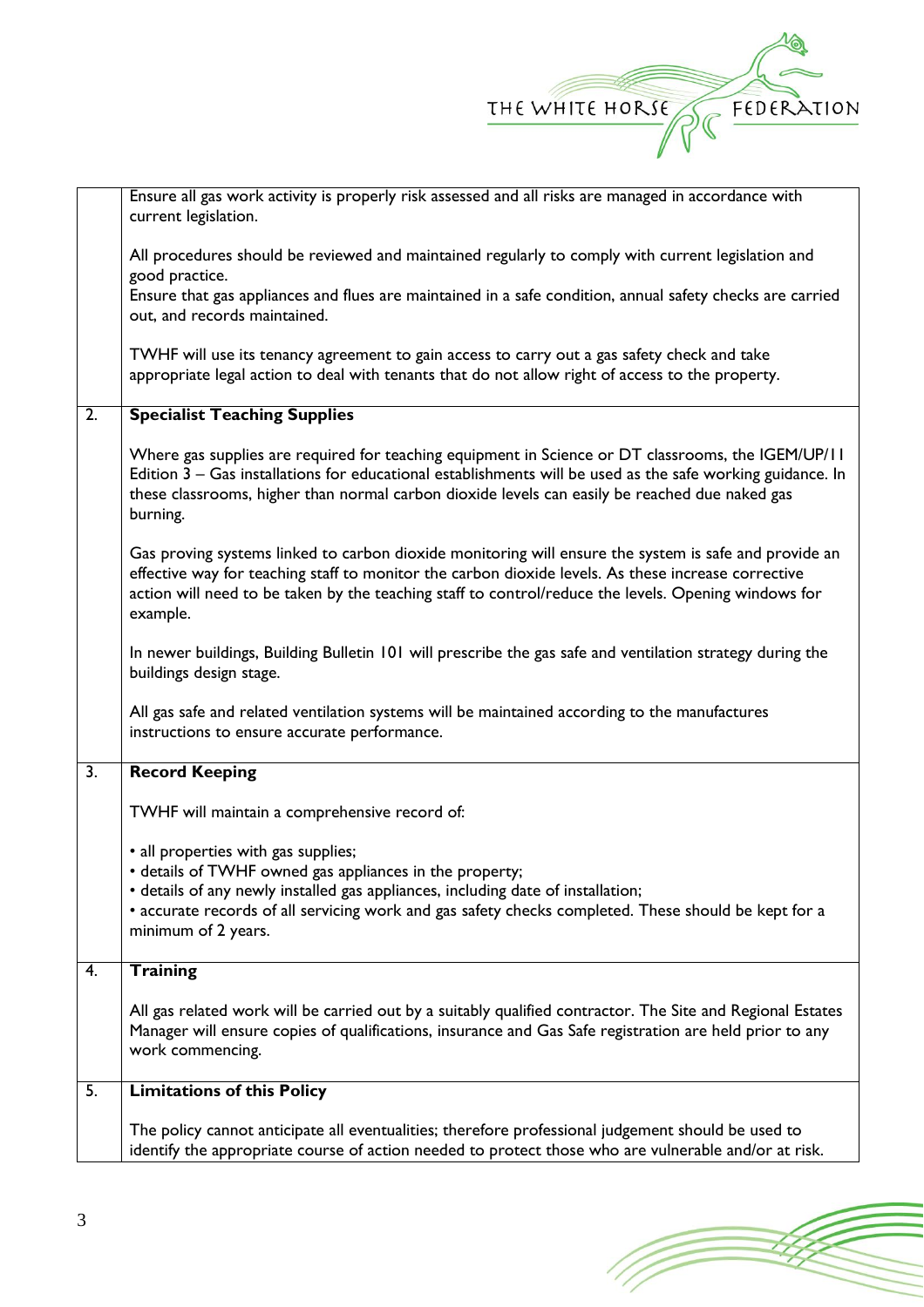| | |
|---|---|
| | Ensure all gas work activity is properly risk assessed and all risks are managed in accordance with current legislation.<br><br>All procedures should be reviewed and maintained regularly to comply with current legislation and good practice.<br>Ensure that gas appliances and flues are maintained in a safe condition, annual safety checks are carried out, and records maintained.<br><br>TWHF will use its tenancy agreement to gain access to carry out a gas safety check and take appropriate legal action to deal with tenants that do not allow right of access to the property. |
| 2. | **Specialist Teaching Supplies**<br><br>Where gas supplies are required for teaching equipment in Science or DT classrooms, the IGEM/UP/11 Edition 3 – Gas installations for educational establishments will be used as the safe working guidance. In these classrooms, higher than normal carbon dioxide levels can easily be reached due naked gas burning.<br><br>Gas proving systems linked to carbon dioxide monitoring will ensure the system is safe and provide an effective way for teaching staff to monitor the carbon dioxide levels. As these increase corrective action will need to be taken by the teaching staff to control/reduce the levels. Opening windows for example.<br><br>In newer buildings, Building Bulletin 101 will prescribe the gas safe and ventilation strategy during the buildings design stage.<br><br>All gas safe and related ventilation systems will be maintained according to the manufactures instructions to ensure accurate performance. |
| 3. | **Record Keeping**<br><br>TWHF will maintain a comprehensive record of:<br><br>• all properties with gas supplies;<br>• details of TWHF owned gas appliances in the property;<br>• details of any newly installed gas appliances, including date of installation;<br>• accurate records of all servicing work and gas safety checks completed. These should be kept for a minimum of 2 years. |
| 4. | **Training**<br><br>All gas related work will be carried out by a suitably qualified contractor. The Site and Regional Estates Manager will ensure copies of qualifications, insurance and Gas Safe registration are held prior to any work commencing. |
| 5. | **Limitations of this Policy**<br><br>The policy cannot anticipate all eventualities; therefore professional judgement should be used to identify the appropriate course of action needed to protect those who are vulnerable and/or at risk. |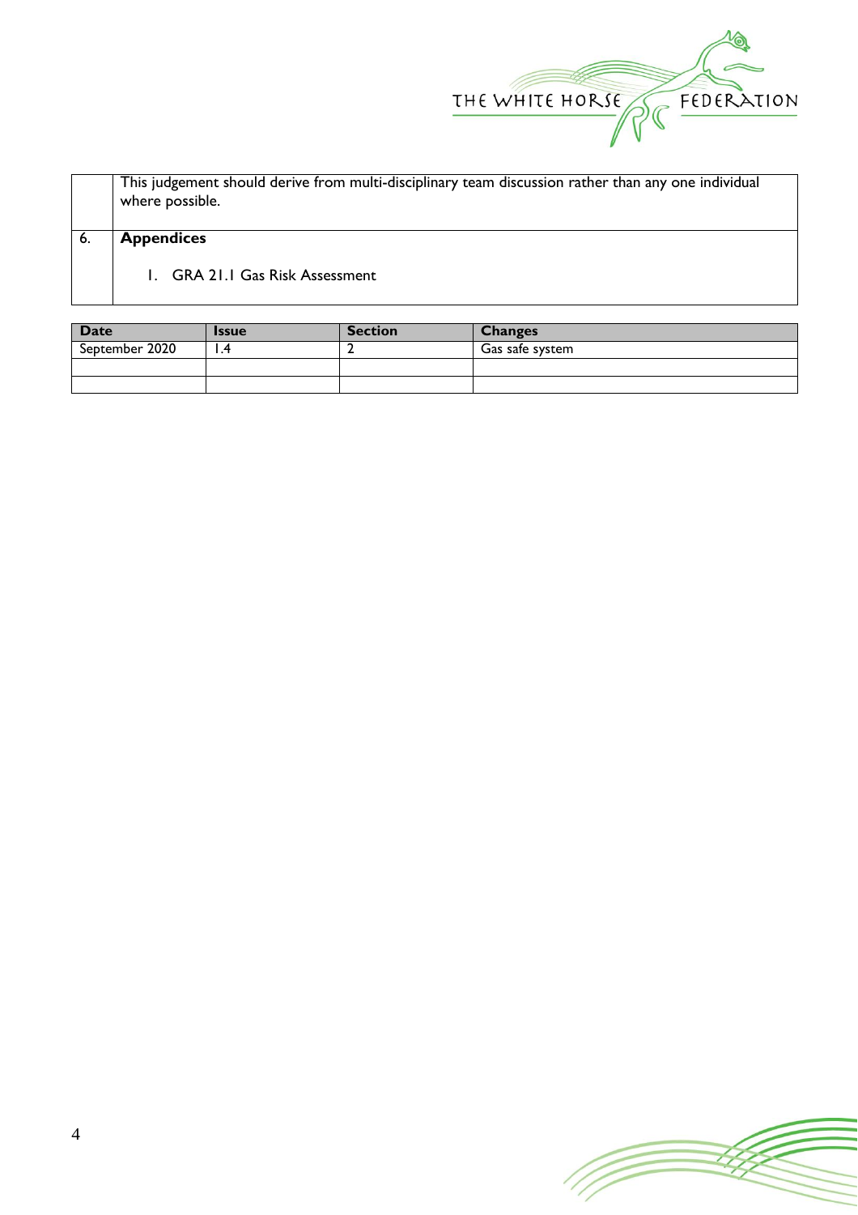This judgement should derive from multi-disciplinary team discussion rather than any one individual where possible.

## 6. Appendices

1. GRA 21.1 Gas Risk Assessment

| Date | Issue | Section | Changes |
|---|---|---|---|
| September 2020 | 1.4 | 2 | Gas safe system |
| | | | |
| | | | |